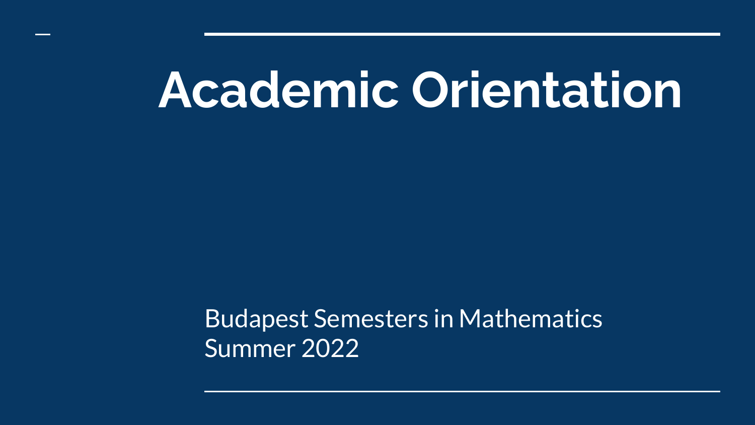# Academic Orientation

Budapest Semesters in Mathematics
Summer 2022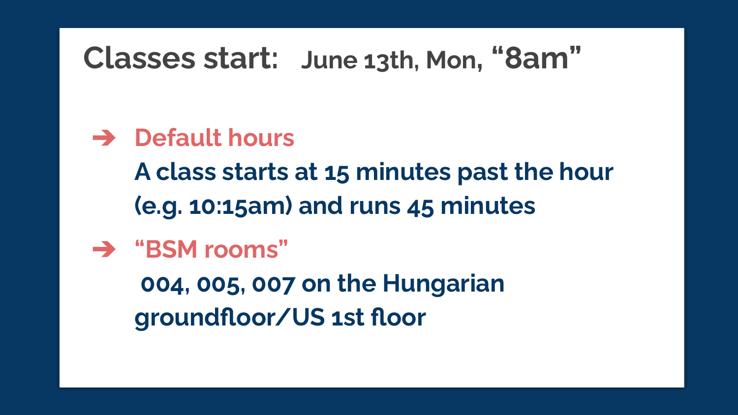# Classes start: June 13th, Mon, “8am”

- **Default hours**

  A class starts at 15 minutes past the hour (e.g. 10:15am) and runs 45 minutes

- **“BSM rooms”**

  004, 005, 007 on the Hungarian groundfloor/US 1st floor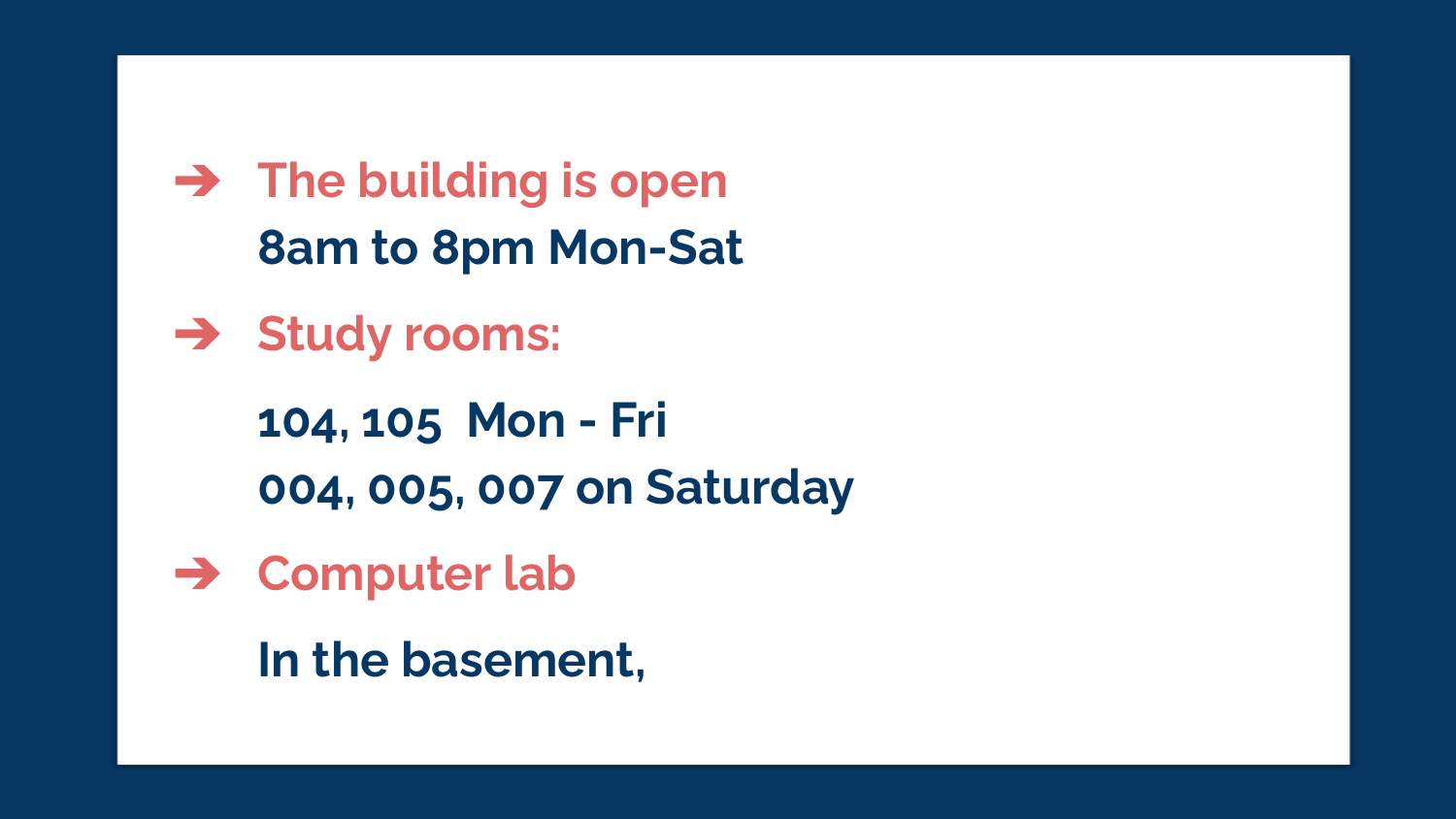- **The building is open**

  **8am to 8pm Mon-Sat**

- **Study rooms:**

  **104, 105 Mon - Fri**

  **004, 005, 007 on Saturday**

- **Computer lab**

  **In the basement,**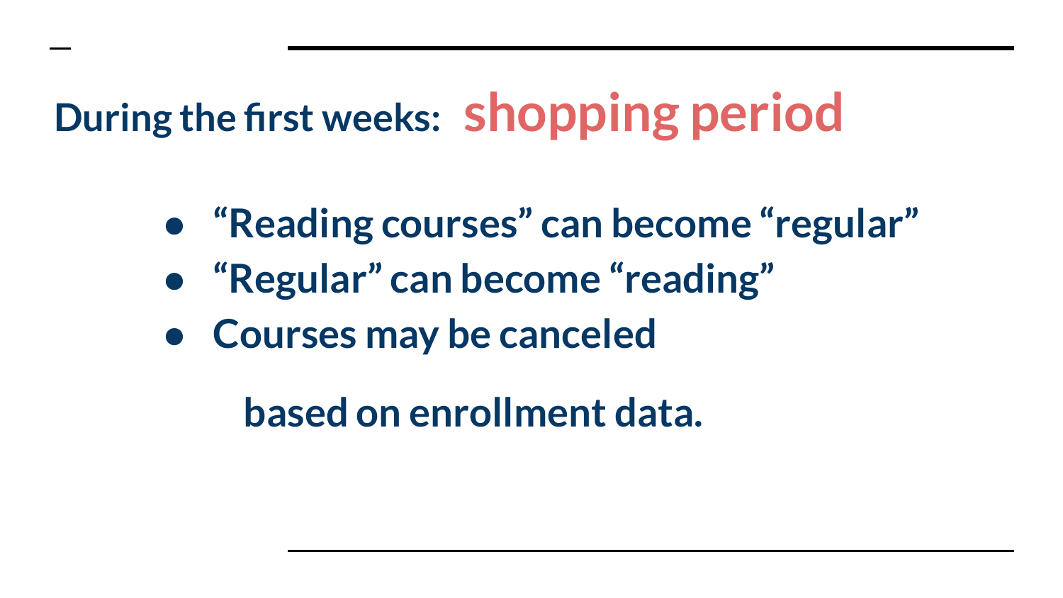## During the first weeks: shopping period

- “Reading courses” can become “regular”
- “Regular” can become “reading”
- Courses may be canceled

based on enrollment data.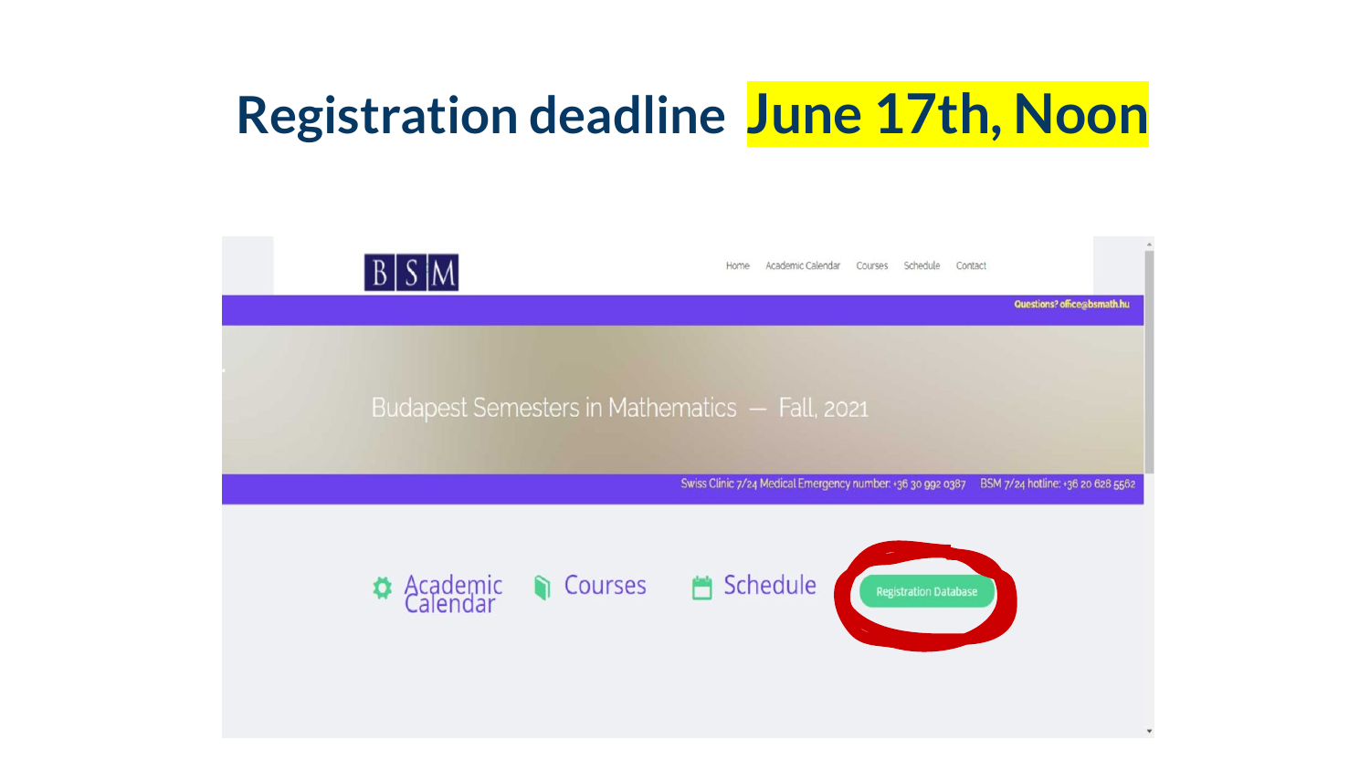# Registration deadline **June 17th, Noon**

B S M

Home Academic Calendar Courses Schedule Contact

Questions? office@bsmath.hu

Budapest Semesters in Mathematics — Fall, 2021

Swiss Clinic 7/24 Medical Emergency number: +36 30 992 0387 BSM 7/24 hotline: +36 20 628 5582

Academic Calendar Courses Schedule Registration Database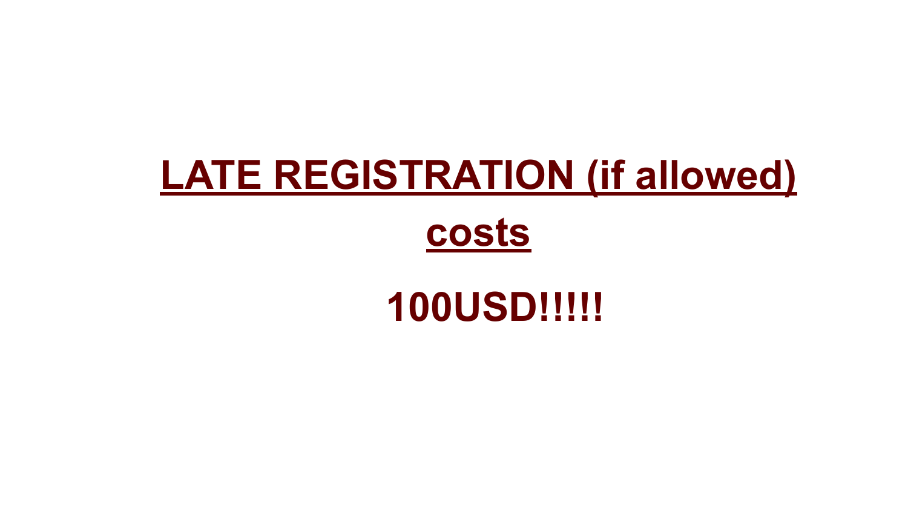**<u>LATE REGISTRATION (if allowed)</u>**

**<u>costs</u>**

**100USD!!!!!**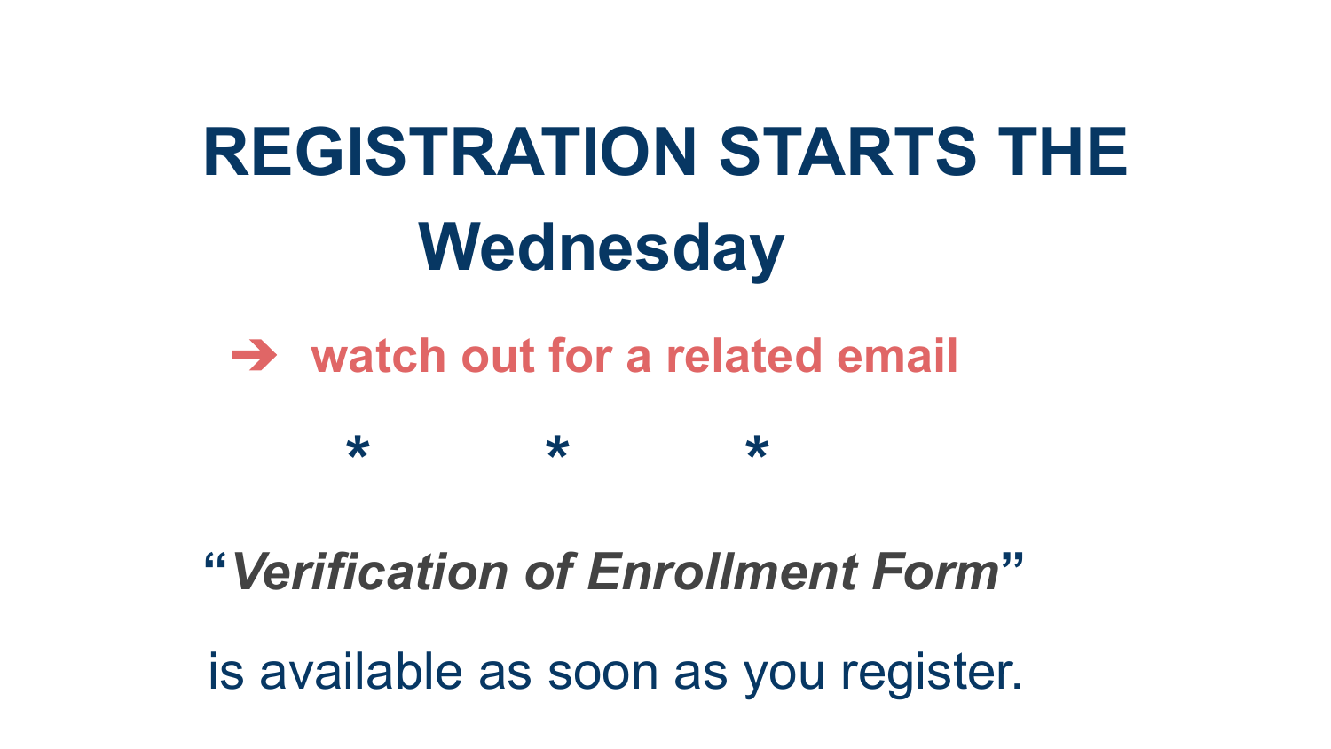# REGISTRATION STARTS THE Wednesday

➔ **watch out for a related email**

\*          \*          \*

"***Verification of Enrollment Form***"

is available as soon as you register.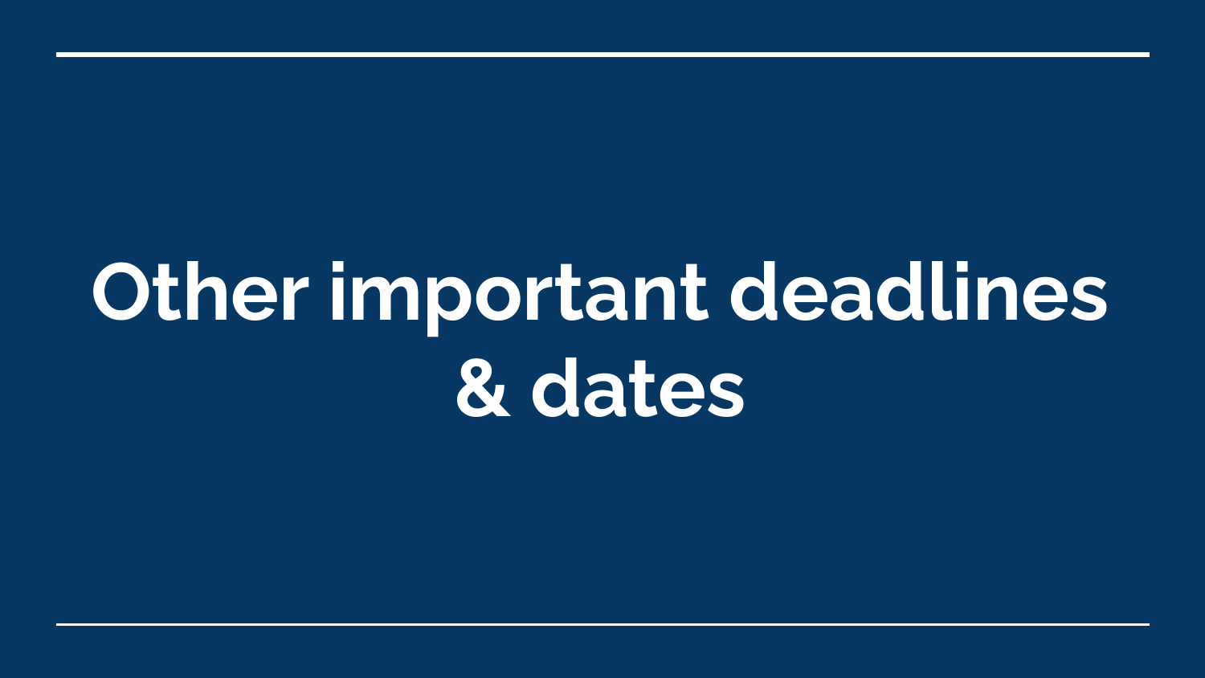# Other important deadlines & dates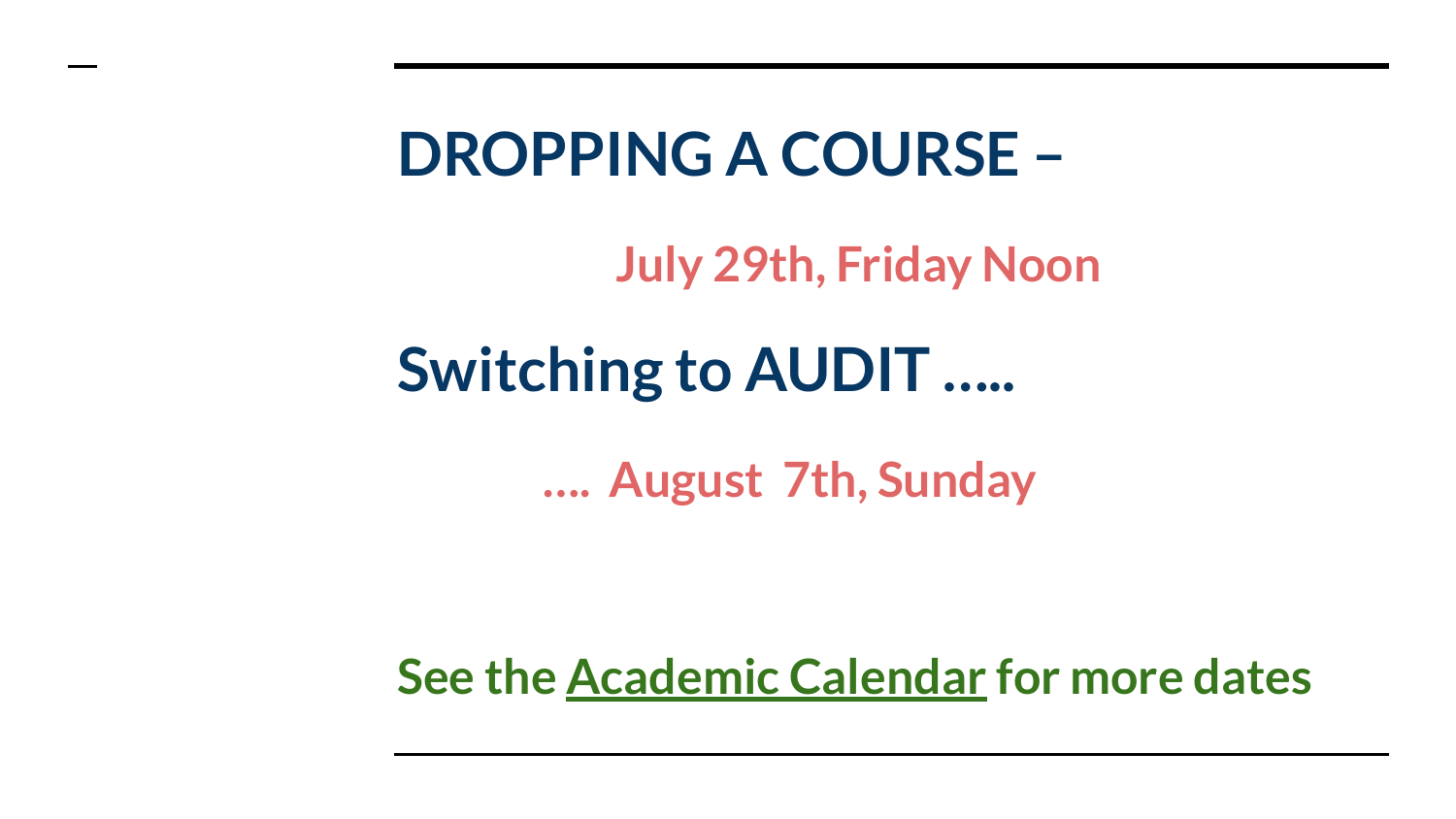## DROPPING A COURSE –

**July 29th, Friday Noon**

## Switching to AUDIT …..

**…. August 7th, Sunday**

**See the Academic Calendar for more dates**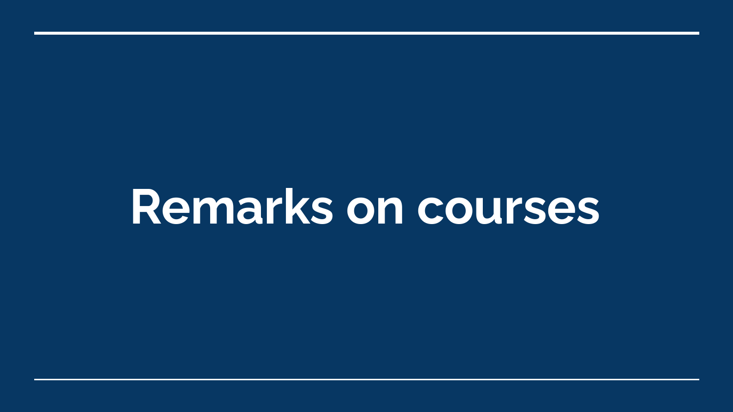# Remarks on courses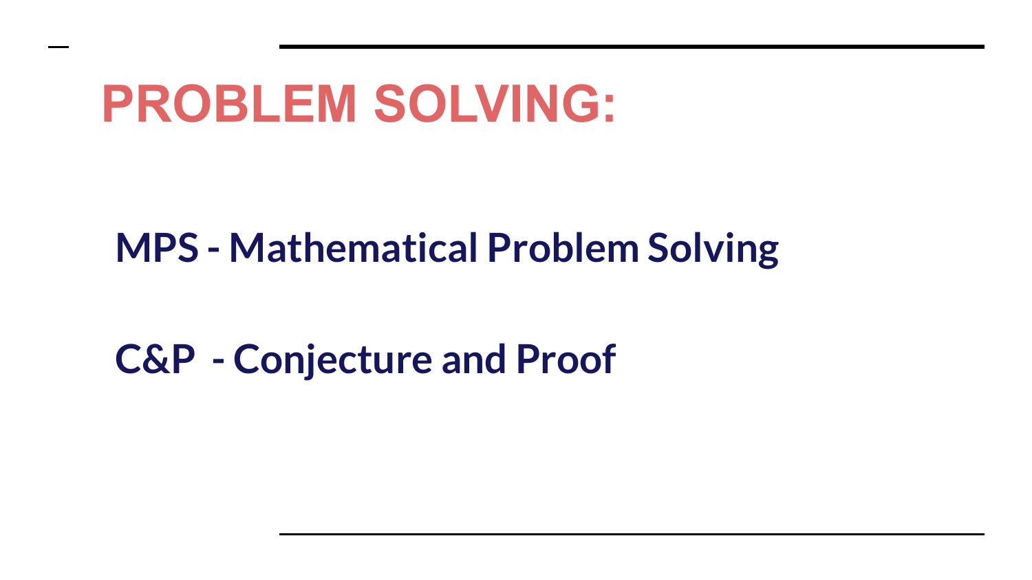# PROBLEM SOLVING:

**MPS - Mathematical Problem Solving**

**C&P - Conjecture and Proof**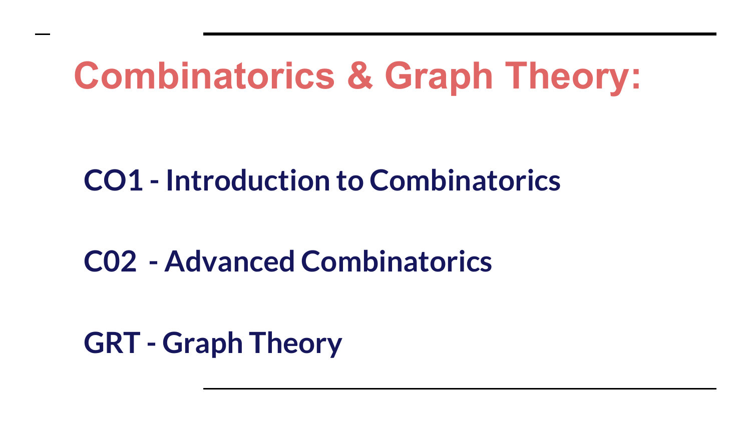# Combinatorics & Graph Theory:

**CO1 - Introduction to Combinatorics**

**C02 - Advanced Combinatorics**

**GRT - Graph Theory**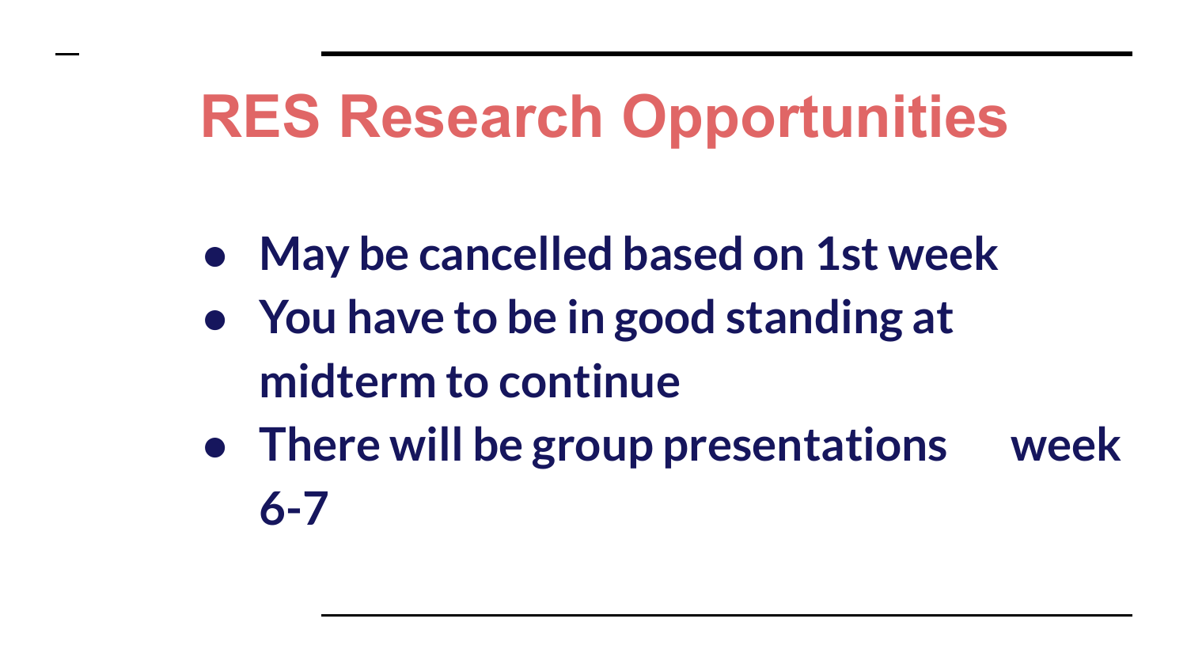# RES Research Opportunities

- **May be cancelled based on 1st week**
- **You have to be in good standing at midterm to continue**
- **There will be group presentations week 6-7**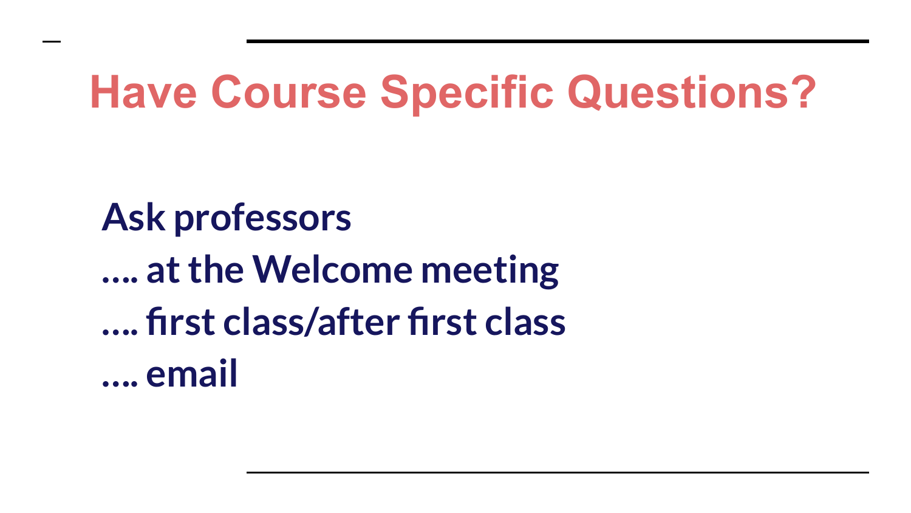# Have Course Specific Questions?

**Ask professors**
**…. at the Welcome meeting**
**…. first class/after first class**
**…. email**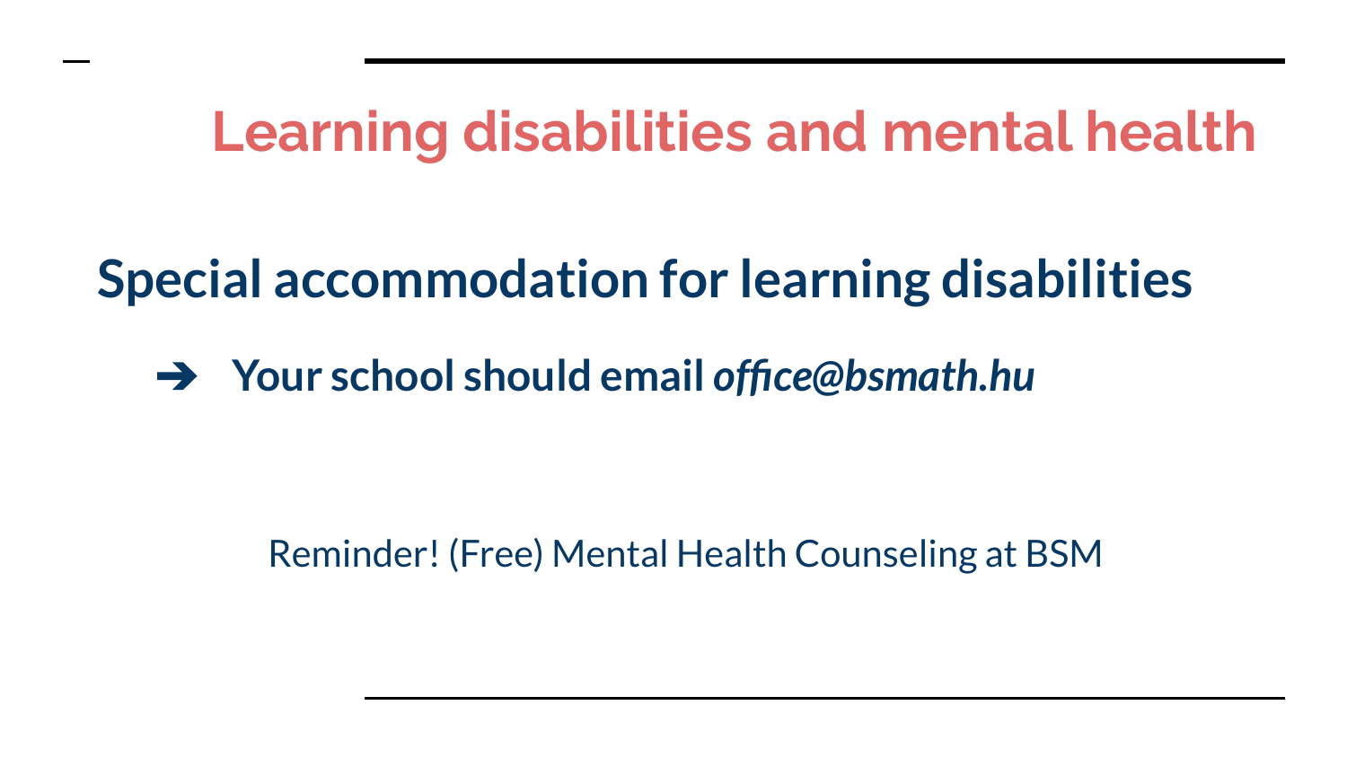# Learning disabilities and mental health

## Special accommodation for learning disabilities

- **Your school should email *office@bsmath.hu***

Reminder! (Free) Mental Health Counseling at BSM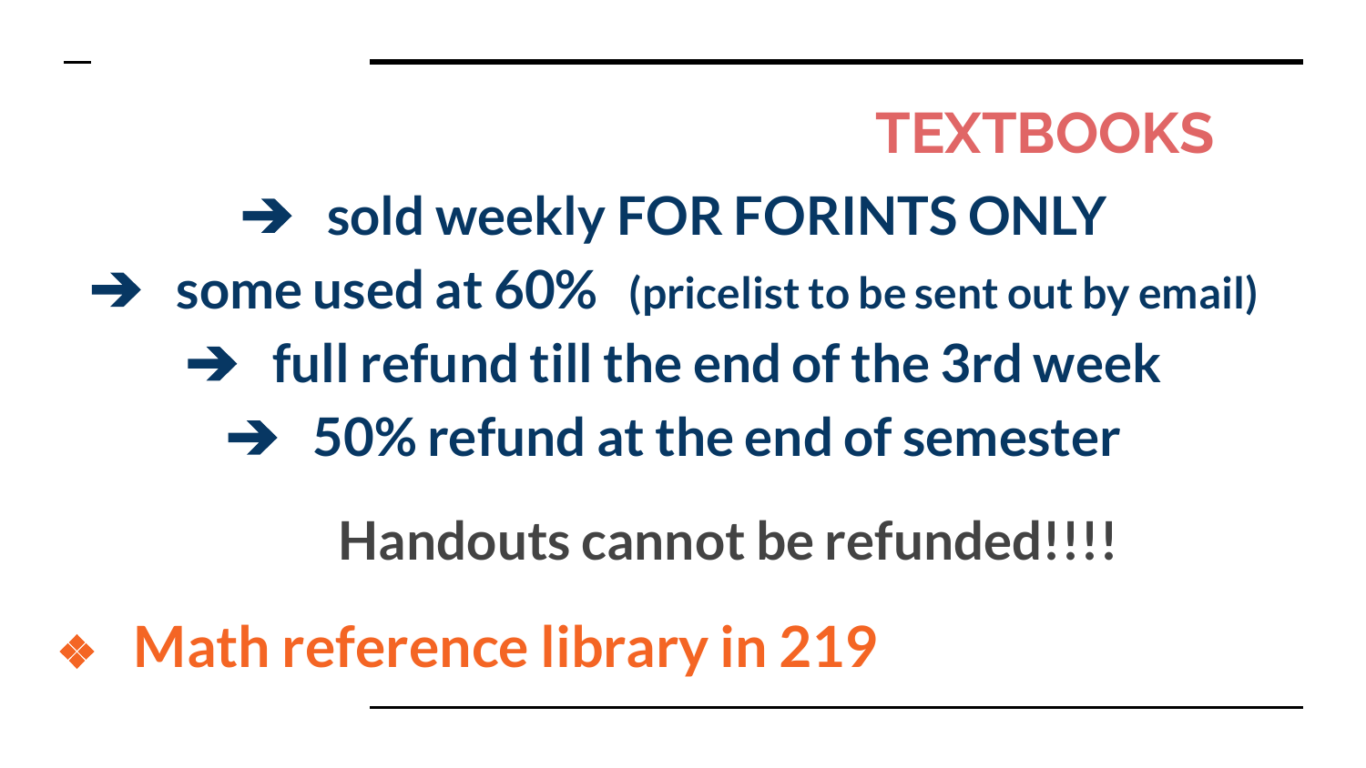# TEXTBOOKS

- sold weekly FOR FORINTS ONLY
- some used at 60% (pricelist to be sent out by email)
- full refund till the end of the 3rd week
- 50% refund at the end of semester

**Handouts cannot be refunded!!!!**

- **Math reference library in 219**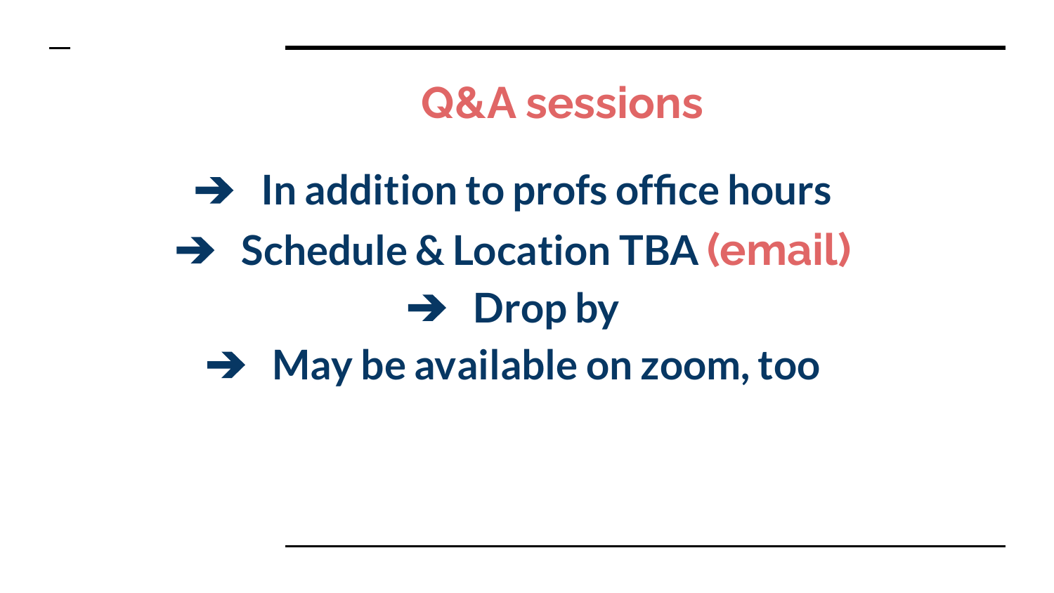# Q&A sessions

- **In addition to profs office hours**
- **Schedule & Location TBA (email)**
- **Drop by**
- **May be available on zoom, too**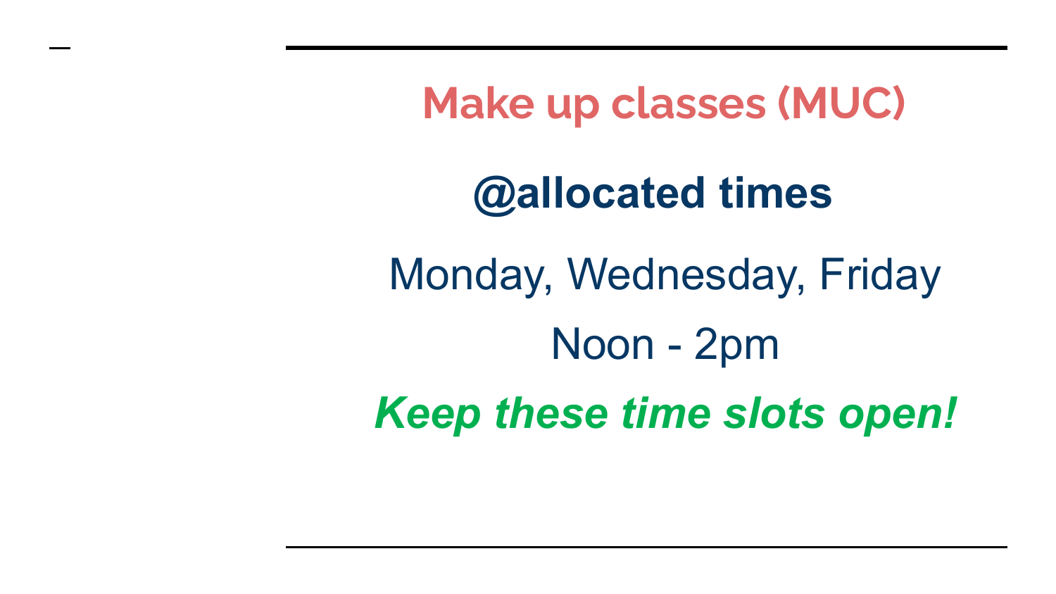## Make up classes (MUC)

**@allocated times**

Monday, Wednesday, Friday

Noon - 2pm

***Keep these time slots open!***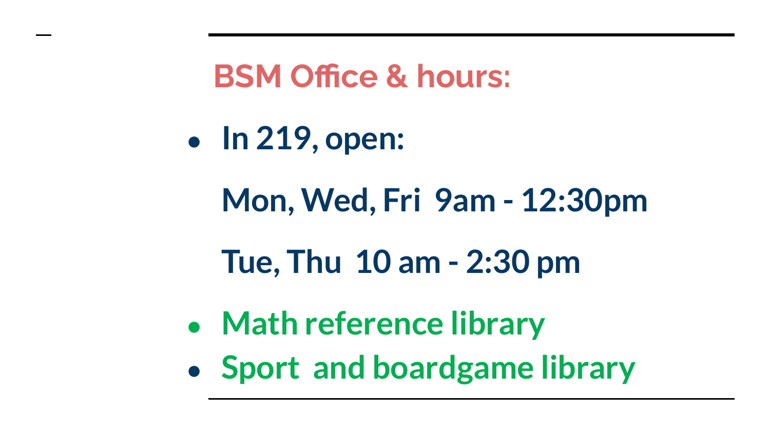## BSM Office & hours:

- **In 219, open:**

  **Mon, Wed, Fri  9am - 12:30pm**

  **Tue, Thu  10 am - 2:30 pm**

- **Math reference library**
- **Sport  and boardgame library**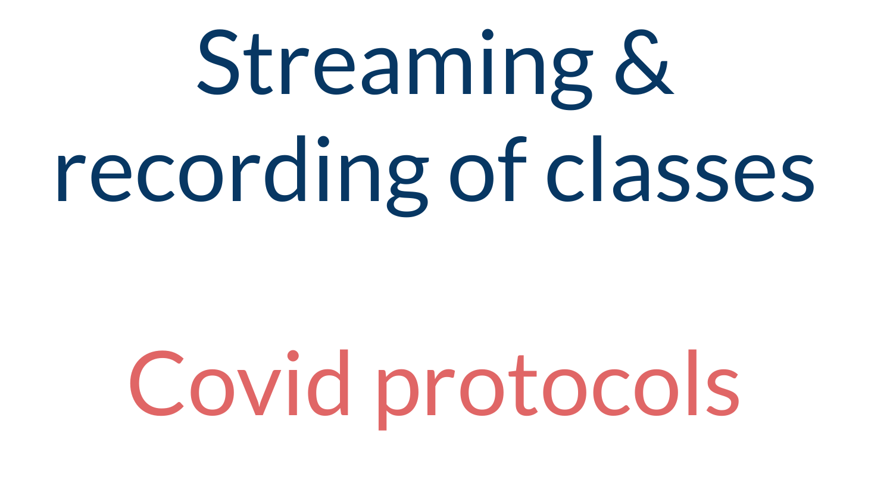# Streaming & recording of classes

# Covid protocols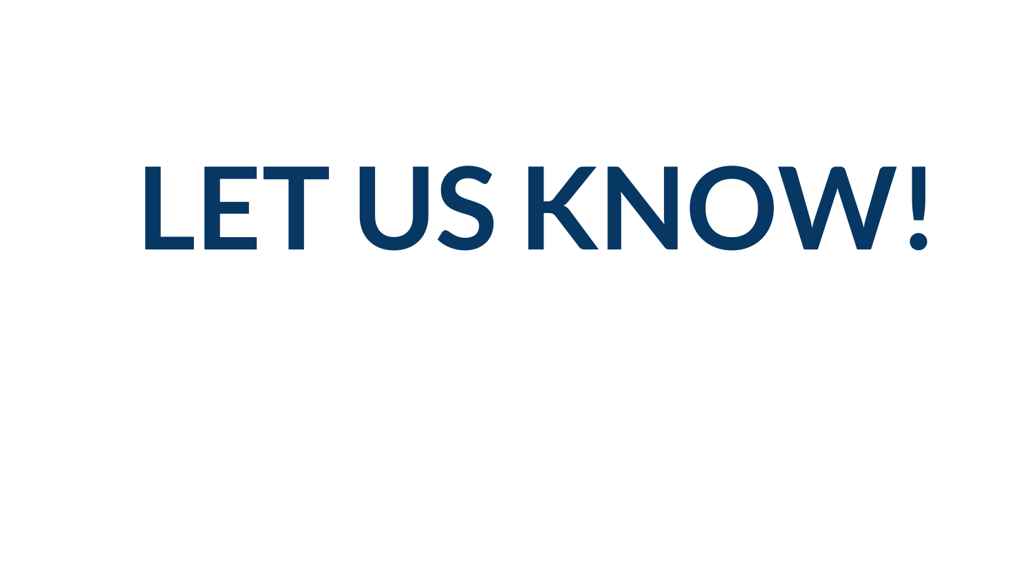# LET US KNOW!